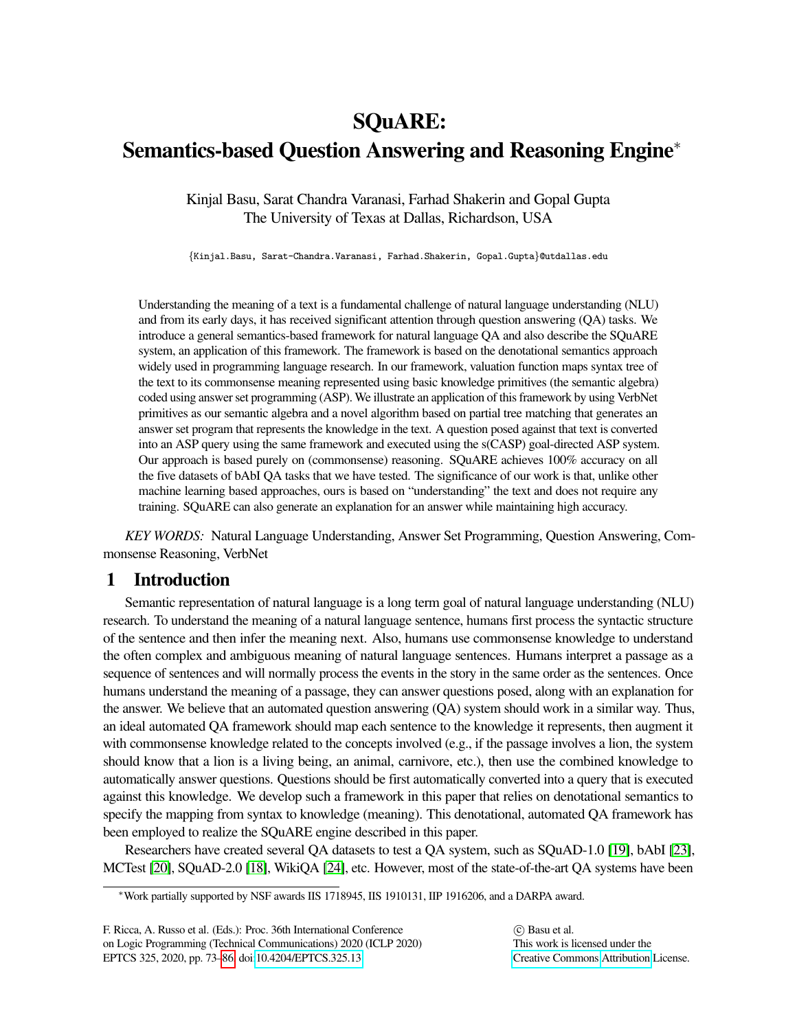# SQuARE: Semantics-based Question Answering and Reasoning Engine*

Kinjal Basu, Sarat Chandra Varanasi, Farhad Shakerin and Gopal Gupta
The University of Texas at Dallas, Richardson, USA

{Kinjal.Basu, Sarat-Chandra.Varanasi, Farhad.Shakerin, Gopal.Gupta}@utdallas.edu

Understanding the meaning of a text is a fundamental challenge of natural language understanding (NLU) and from its early days, it has received significant attention through question answering (QA) tasks. We introduce a general semantics-based framework for natural language QA and also describe the SQuARE system, an application of this framework. The framework is based on the denotational semantics approach widely used in programming language research. In our framework, valuation function maps syntax tree of the text to its commonsense meaning represented using basic knowledge primitives (the semantic algebra) coded using answer set programming (ASP). We illustrate an application of this framework by using VerbNet primitives as our semantic algebra and a novel algorithm based on partial tree matching that generates an answer set program that represents the knowledge in the text. A question posed against that text is converted into an ASP query using the same framework and executed using the s(CASP) goal-directed ASP system. Our approach is based purely on (commonsense) reasoning. SQuARE achieves 100% accuracy on all the five datasets of bAbI QA tasks that we have tested. The significance of our work is that, unlike other machine learning based approaches, ours is based on "understanding" the text and does not require any training. SQuARE can also generate an explanation for an answer while maintaining high accuracy.

*KEY WORDS:* Natural Language Understanding, Answer Set Programming, Question Answering, Commonsense Reasoning, VerbNet

## 1 Introduction

Semantic representation of natural language is a long term goal of natural language understanding (NLU) research. To understand the meaning of a natural language sentence, humans first process the syntactic structure of the sentence and then infer the meaning next. Also, humans use commonsense knowledge to understand the often complex and ambiguous meaning of natural language sentences. Humans interpret a passage as a sequence of sentences and will normally process the events in the story in the same order as the sentences. Once humans understand the meaning of a passage, they can answer questions posed, along with an explanation for the answer. We believe that an automated question answering (QA) system should work in a similar way. Thus, an ideal automated QA framework should map each sentence to the knowledge it represents, then augment it with commonsense knowledge related to the concepts involved (e.g., if the passage involves a lion, the system should know that a lion is a living being, an animal, carnivore, etc.), then use the combined knowledge to automatically answer questions. Questions should be first automatically converted into a query that is executed against this knowledge. We develop such a framework in this paper that relies on denotational semantics to specify the mapping from syntax to knowledge (meaning). This denotational, automated QA framework has been employed to realize the SQuARE engine described in this paper.

Researchers have created several QA datasets to test a QA system, such as SQuAD-1.0 [19], bAbI [23], MCTest [20], SQuAD-2.0 [18], WikiQA [24], etc. However, most of the state-of-the-art QA systems have been

*Work partially supported by NSF awards IIS 1718945, IIS 1910131, IIP 1916206, and a DARPA award.

F. Ricca, A. Russo et al. (Eds.): Proc. 36th International Conference on Logic Programming (Technical Communications) 2020 (ICLP 2020) EPTCS 325, 2020, pp. 73–86, doi:10.4204/EPTCS.325.13

© Basu et al.
This work is licensed under the Creative Commons Attribution License.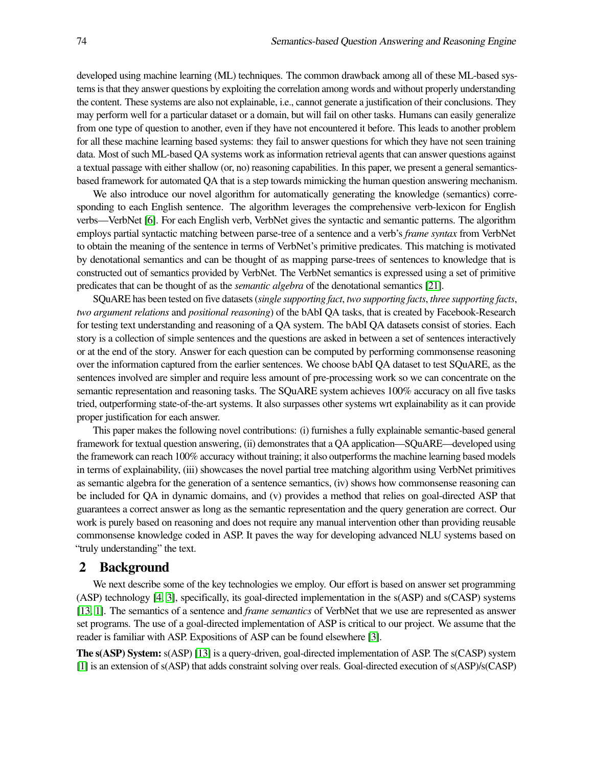developed using machine learning (ML) techniques. The common drawback among all of these ML-based systems is that they answer questions by exploiting the correlation among words and without properly understanding the content. These systems are also not explainable, i.e., cannot generate a justification of their conclusions. They may perform well for a particular dataset or a domain, but will fail on other tasks. Humans can easily generalize from one type of question to another, even if they have not encountered it before. This leads to another problem for all these machine learning based systems: they fail to answer questions for which they have not seen training data. Most of such ML-based QA systems work as information retrieval agents that can answer questions against a textual passage with either shallow (or, no) reasoning capabilities. In this paper, we present a general semantics-based framework for automated QA that is a step towards mimicking the human question answering mechanism.

We also introduce our novel algorithm for automatically generating the knowledge (semantics) corresponding to each English sentence. The algorithm leverages the comprehensive verb-lexicon for English verbs—VerbNet [6]. For each English verb, VerbNet gives the syntactic and semantic patterns. The algorithm employs partial syntactic matching between parse-tree of a sentence and a verb's *frame syntax* from VerbNet to obtain the meaning of the sentence in terms of VerbNet's primitive predicates. This matching is motivated by denotational semantics and can be thought of as mapping parse-trees of sentences to knowledge that is constructed out of semantics provided by VerbNet. The VerbNet semantics is expressed using a set of primitive predicates that can be thought of as the *semantic algebra* of the denotational semantics [21].

SQuARE has been tested on five datasets (*single supporting fact*, *two supporting facts*, *three supporting facts*, *two argument relations* and *positional reasoning*) of the bAbI QA tasks, that is created by Facebook-Research for testing text understanding and reasoning of a QA system. The bAbI QA datasets consist of stories. Each story is a collection of simple sentences and the questions are asked in between a set of sentences interactively or at the end of the story. Answer for each question can be computed by performing commonsense reasoning over the information captured from the earlier sentences. We choose bAbI QA dataset to test SQuARE, as the sentences involved are simpler and require less amount of pre-processing work so we can concentrate on the semantic representation and reasoning tasks. The SQuARE system achieves 100% accuracy on all five tasks tried, outperforming state-of-the-art systems. It also surpasses other systems wrt explainability as it can provide proper justification for each answer.

This paper makes the following novel contributions: (i) furnishes a fully explainable semantic-based general framework for textual question answering, (ii) demonstrates that a QA application—SQuARE—developed using the framework can reach 100% accuracy without training; it also outperforms the machine learning based models in terms of explainability, (iii) showcases the novel partial tree matching algorithm using VerbNet primitives as semantic algebra for the generation of a sentence semantics, (iv) shows how commonsense reasoning can be included for QA in dynamic domains, and (v) provides a method that relies on goal-directed ASP that guarantees a correct answer as long as the semantic representation and the query generation are correct. Our work is purely based on reasoning and does not require any manual intervention other than providing reusable commonsense knowledge coded in ASP. It paves the way for developing advanced NLU systems based on "truly understanding" the text.

## 2 Background

We next describe some of the key technologies we employ. Our effort is based on answer set programming (ASP) technology [4, 3], specifically, its goal-directed implementation in the s(ASP) and s(CASP) systems [13, 1]. The semantics of a sentence and *frame semantics* of VerbNet that we use are represented as answer set programs. The use of a goal-directed implementation of ASP is critical to our project. We assume that the reader is familiar with ASP. Expositions of ASP can be found elsewhere [3].

**The s(ASP) System:** s(ASP) [13] is a query-driven, goal-directed implementation of ASP. The s(CASP) system [1] is an extension of s(ASP) that adds constraint solving over reals. Goal-directed execution of s(ASP)/s(CASP)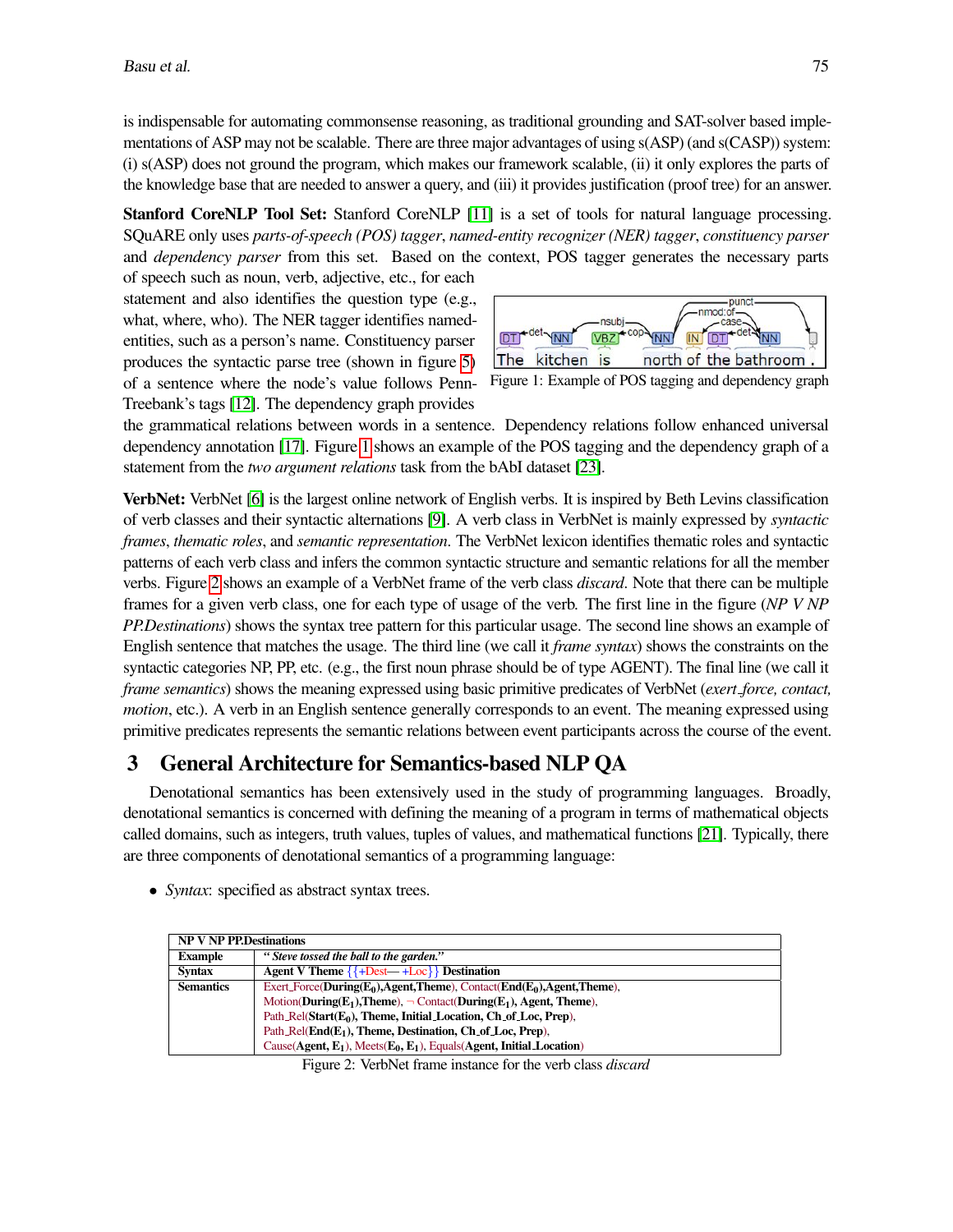is indispensable for automating commonsense reasoning, as traditional grounding and SAT-solver based implementations of ASP may not be scalable. There are three major advantages of using s(ASP) (and s(CASP)) system: (i) s(ASP) does not ground the program, which makes our framework scalable, (ii) it only explores the parts of the knowledge base that are needed to answer a query, and (iii) it provides justification (proof tree) for an answer.

**Stanford CoreNLP Tool Set:** Stanford CoreNLP [11] is a set of tools for natural language processing. SQuARE only uses *parts-of-speech (POS) tagger*, *named-entity recognizer (NER) tagger*, *constituency parser* and *dependency parser* from this set. Based on the context, POS tagger generates the necessary parts of speech such as noun, verb, adjective, etc., for each statement and also identifies the question type (e.g., what, where, who). The NER tagger identifies named-entities, such as a person's name. Constituency parser produces the syntactic parse tree (shown in figure 5) of a sentence where the node's value follows Penn-Treebank's tags [12]. The dependency graph provides the grammatical relations between words in a sentence. Dependency relations follow enhanced universal dependency annotation [17]. Figure 1 shows an example of the POS tagging and the dependency graph of a statement from the *two argument relations* task from the bAbI dataset [23].

Figure 1: Example of POS tagging and dependency graph

**VerbNet:** VerbNet [6] is the largest online network of English verbs. It is inspired by Beth Levins classification of verb classes and their syntactic alternations [9]. A verb class in VerbNet is mainly expressed by *syntactic frames*, *thematic roles*, and *semantic representation*. The VerbNet lexicon identifies thematic roles and syntactic patterns of each verb class and infers the common syntactic structure and semantic relations for all the member verbs. Figure 2 shows an example of a VerbNet frame of the verb class *discard*. Note that there can be multiple frames for a given verb class, one for each type of usage of the verb. The first line in the figure (*NP V NP PP.Destinations*) shows the syntax tree pattern for this particular usage. The second line shows an example of English sentence that matches the usage. The third line (we call it *frame syntax*) shows the constraints on the syntactic categories NP, PP, etc. (e.g., the first noun phrase should be of type AGENT). The final line (we call it *frame semantics*) shows the meaning expressed using basic primitive predicates of VerbNet (*exert_force, contact, motion*, etc.). A verb in an English sentence generally corresponds to an event. The meaning expressed using primitive predicates represents the semantic relations between event participants across the course of the event.

## 3 General Architecture for Semantics-based NLP QA

Denotational semantics has been extensively used in the study of programming languages. Broadly, denotational semantics is concerned with defining the meaning of a program in terms of mathematical objects called domains, such as integers, truth values, tuples of values, and mathematical functions [21]. Typically, there are three components of denotational semantics of a programming language:

- *Syntax*: specified as abstract syntax trees.

| **NP V NP PP.Destinations** | |
|---|---|
| **Example** | ***"Steve tossed the ball to the garden."*** |
| **Syntax** | **Agent V Theme** {{+Dest— +Loc}} **Destination** |
| **Semantics** | Exert_Force(**During($E_0$),Agent,Theme**), Contact(**End($E_0$),Agent,Theme**), Motion(**During($E_1$),Theme**), ¬ Contact(**During($E_1$), Agent, Theme**), Path_Rel(**Start($E_0$), Theme, Initial_Location, Ch_of_Loc, Prep**), Path_Rel(**End($E_1$), Theme, Destination, Ch_of_Loc, Prep**), Cause(**Agent, $E_1$**), Meets(**$E_0$, $E_1$**), Equals(**Agent, Initial_Location**) |

Figure 2: VerbNet frame instance for the verb class *discard*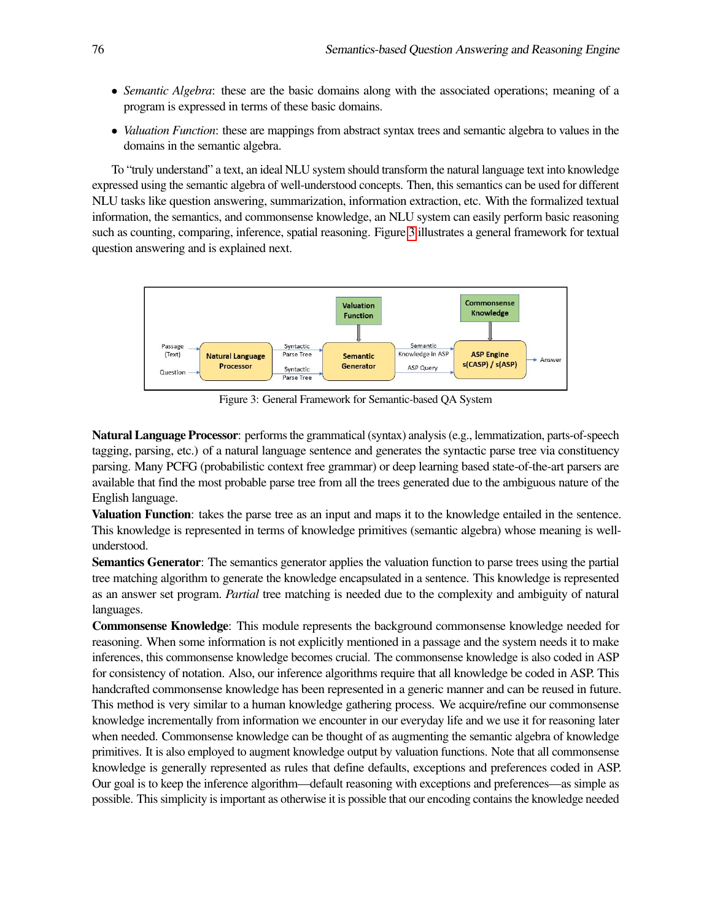- *Semantic Algebra*: these are the basic domains along with the associated operations; meaning of a program is expressed in terms of these basic domains.
- *Valuation Function*: these are mappings from abstract syntax trees and semantic algebra to values in the domains in the semantic algebra.

To "truly understand" a text, an ideal NLU system should transform the natural language text into knowledge expressed using the semantic algebra of well-understood concepts. Then, this semantics can be used for different NLU tasks like question answering, summarization, information extraction, etc. With the formalized textual information, the semantics, and commonsense knowledge, an NLU system can easily perform basic reasoning such as counting, comparing, inference, spatial reasoning. Figure 3 illustrates a general framework for textual question answering and is explained next.

Figure 3: General Framework for Semantic-based QA System

**Natural Language Processor**: performs the grammatical (syntax) analysis (e.g., lemmatization, parts-of-speech tagging, parsing, etc.) of a natural language sentence and generates the syntactic parse tree via constituency parsing. Many PCFG (probabilistic context free grammar) or deep learning based state-of-the-art parsers are available that find the most probable parse tree from all the trees generated due to the ambiguous nature of the English language.

**Valuation Function**: takes the parse tree as an input and maps it to the knowledge entailed in the sentence. This knowledge is represented in terms of knowledge primitives (semantic algebra) whose meaning is well-understood.

**Semantics Generator**: The semantics generator applies the valuation function to parse trees using the partial tree matching algorithm to generate the knowledge encapsulated in a sentence. This knowledge is represented as an answer set program. *Partial* tree matching is needed due to the complexity and ambiguity of natural languages.

**Commonsense Knowledge**: This module represents the background commonsense knowledge needed for reasoning. When some information is not explicitly mentioned in a passage and the system needs it to make inferences, this commonsense knowledge becomes crucial. The commonsense knowledge is also coded in ASP for consistency of notation. Also, our inference algorithms require that all knowledge be coded in ASP. This handcrafted commonsense knowledge has been represented in a generic manner and can be reused in future. This method is very similar to a human knowledge gathering process. We acquire/refine our commonsense knowledge incrementally from information we encounter in our everyday life and we use it for reasoning later when needed. Commonsense knowledge can be thought of as augmenting the semantic algebra of knowledge primitives. It is also employed to augment knowledge output by valuation functions. Note that all commonsense knowledge is generally represented as rules that define defaults, exceptions and preferences coded in ASP. Our goal is to keep the inference algorithm—default reasoning with exceptions and preferences—as simple as possible. This simplicity is important as otherwise it is possible that our encoding contains the knowledge needed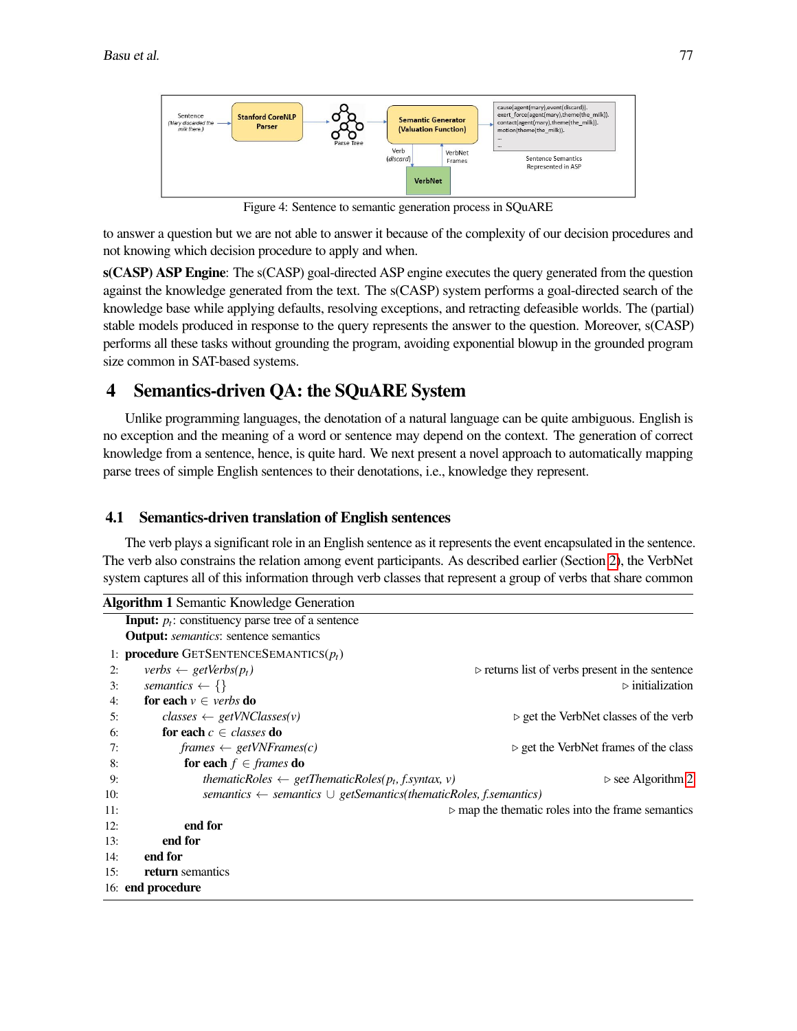Figure 4: Sentence to semantic generation process in SQuARE

to answer a question but we are not able to answer it because of the complexity of our decision procedures and not knowing which decision procedure to apply and when.

**s(CASP) ASP Engine**: The s(CASP) goal-directed ASP engine executes the query generated from the question against the knowledge generated from the text. The s(CASP) system performs a goal-directed search of the knowledge base while applying defaults, resolving exceptions, and retracting defeasible worlds. The (partial) stable models produced in response to the query represents the answer to the question. Moreover, s(CASP) performs all these tasks without grounding the program, avoiding exponential blowup in the grounded program size common in SAT-based systems.

# 4 Semantics-driven QA: the SQuARE System

Unlike programming languages, the denotation of a natural language can be quite ambiguous. English is no exception and the meaning of a word or sentence may depend on the context. The generation of correct knowledge from a sentence, hence, is quite hard. We next present a novel approach to automatically mapping parse trees of simple English sentences to their denotations, i.e., knowledge they represent.

## 4.1 Semantics-driven translation of English sentences

The verb plays a significant role in an English sentence as it represents the event encapsulated in the sentence. The verb also constrains the relation among event participants. As described earlier (Section 2), the VerbNet system captures all of this information through verb classes that represent a group of verbs that share common

**Algorithm 1** Semantic Knowledge Generation

```
    Input: p_t: constituency parse tree of a sentence
    Output: semantics: sentence semantics
 1: procedure GETSENTENCESEMANTICS(p_t)
 2:     verbs ← getVerbs(p_t)                                  ▷ returns list of verbs present in the sentence
 3:     semantics ← {}                                         ▷ initialization
 4:     for each v ∈ verbs do
 5:         classes ← getVNClasses(v)                          ▷ get the VerbNet classes of the verb
 6:         for each c ∈ classes do
 7:             frames ← getVNFrames(c)                        ▷ get the VerbNet frames of the class
 8:             for each f ∈ frames do
 9:                 thematicRoles ← getThematicRoles(p_t, f.syntax, v)      ▷ see Algorithm 2
10:                 semantics ← semantics ∪ getSemantics(thematicRoles, f.semantics)
11:                                                        ▷ map the thematic roles into the frame semantics
12:             end for
13:         end for
14:     end for
15:     return semantics
16: end procedure
```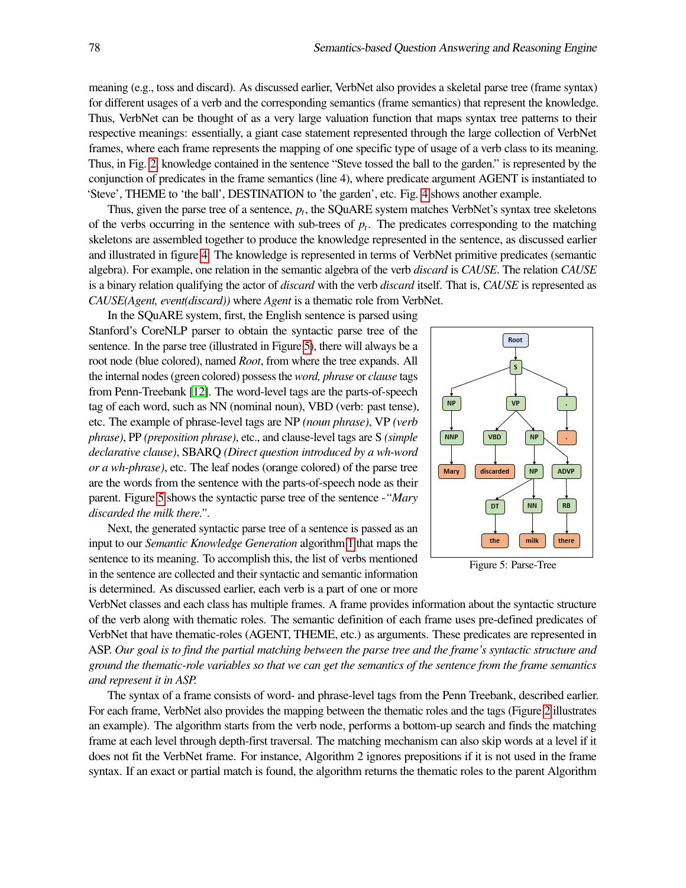meaning (e.g., toss and discard). As discussed earlier, VerbNet also provides a skeletal parse tree (frame syntax) for different usages of a verb and the corresponding semantics (frame semantics) that represent the knowledge. Thus, VerbNet can be thought of as a very large valuation function that maps syntax tree patterns to their respective meanings: essentially, a giant case statement represented through the large collection of VerbNet frames, where each frame represents the mapping of one specific type of usage of a verb class to its meaning. Thus, in Fig. 2, knowledge contained in the sentence "Steve tossed the ball to the garden." is represented by the conjunction of predicates in the frame semantics (line 4), where predicate argument AGENT is instantiated to 'Steve', THEME to 'the ball', DESTINATION to 'the garden', etc. Fig. 4 shows another example.

Thus, given the parse tree of a sentence, $p_t$, the SQuARE system matches VerbNet's syntax tree skeletons of the verbs occurring in the sentence with sub-trees of $p_t$. The predicates corresponding to the matching skeletons are assembled together to produce the knowledge represented in the sentence, as discussed earlier and illustrated in figure 4. The knowledge is represented in terms of VerbNet primitive predicates (semantic algebra). For example, one relation in the semantic algebra of the verb *discard* is *CAUSE*. The relation *CAUSE* is a binary relation qualifying the actor of *discard* with the verb *discard* itself. That is, *CAUSE* is represented as *CAUSE(Agent, event(discard))* where *Agent* is a thematic role from VerbNet.

In the SQuARE system, first, the English sentence is parsed using Stanford's CoreNLP parser to obtain the syntactic parse tree of the sentence. In the parse tree (illustrated in Figure 5), there will always be a root node (blue colored), named *Root*, from where the tree expands. All the internal nodes (green colored) possess the *word, phrase* or *clause* tags from Penn-Treebank [12]. The word-level tags are the parts-of-speech tag of each word, such as NN (nominal noun), VBD (verb: past tense), etc. The example of phrase-level tags are NP *(noun phrase)*, VP *(verb phrase)*, PP *(preposition phrase)*, etc., and clause-level tags are S *(simple declarative clause)*, SBARQ *(Direct question introduced by a wh-word or a wh-phrase)*, etc. The leaf nodes (orange colored) of the parse tree are the words from the sentence with the parts-of-speech node as their parent. Figure 5 shows the syntactic parse tree of the sentence - *"Mary discarded the milk there."*.

Figure 5: Parse-Tree

Next, the generated syntactic parse tree of a sentence is passed as an input to our *Semantic Knowledge Generation* algorithm 1 that maps the sentence to its meaning. To accomplish this, the list of verbs mentioned in the sentence are collected and their syntactic and semantic information is determined. As discussed earlier, each verb is a part of one or more VerbNet classes and each class has multiple frames. A frame provides information about the syntactic structure of the verb along with thematic roles. The semantic definition of each frame uses pre-defined predicates of VerbNet that have thematic-roles (AGENT, THEME, etc.) as arguments. These predicates are represented in ASP. *Our goal is to find the partial matching between the parse tree and the frame's syntactic structure and ground the thematic-role variables so that we can get the semantics of the sentence from the frame semantics and represent it in ASP.*

The syntax of a frame consists of word- and phrase-level tags from the Penn Treebank, described earlier. For each frame, VerbNet also provides the mapping between the thematic roles and the tags (Figure 2 illustrates an example). The algorithm starts from the verb node, performs a bottom-up search and finds the matching frame at each level through depth-first traversal. The matching mechanism can also skip words at a level if it does not fit the VerbNet frame. For instance, Algorithm 2 ignores prepositions if it is not used in the frame syntax. If an exact or partial match is found, the algorithm returns the thematic roles to the parent Algorithm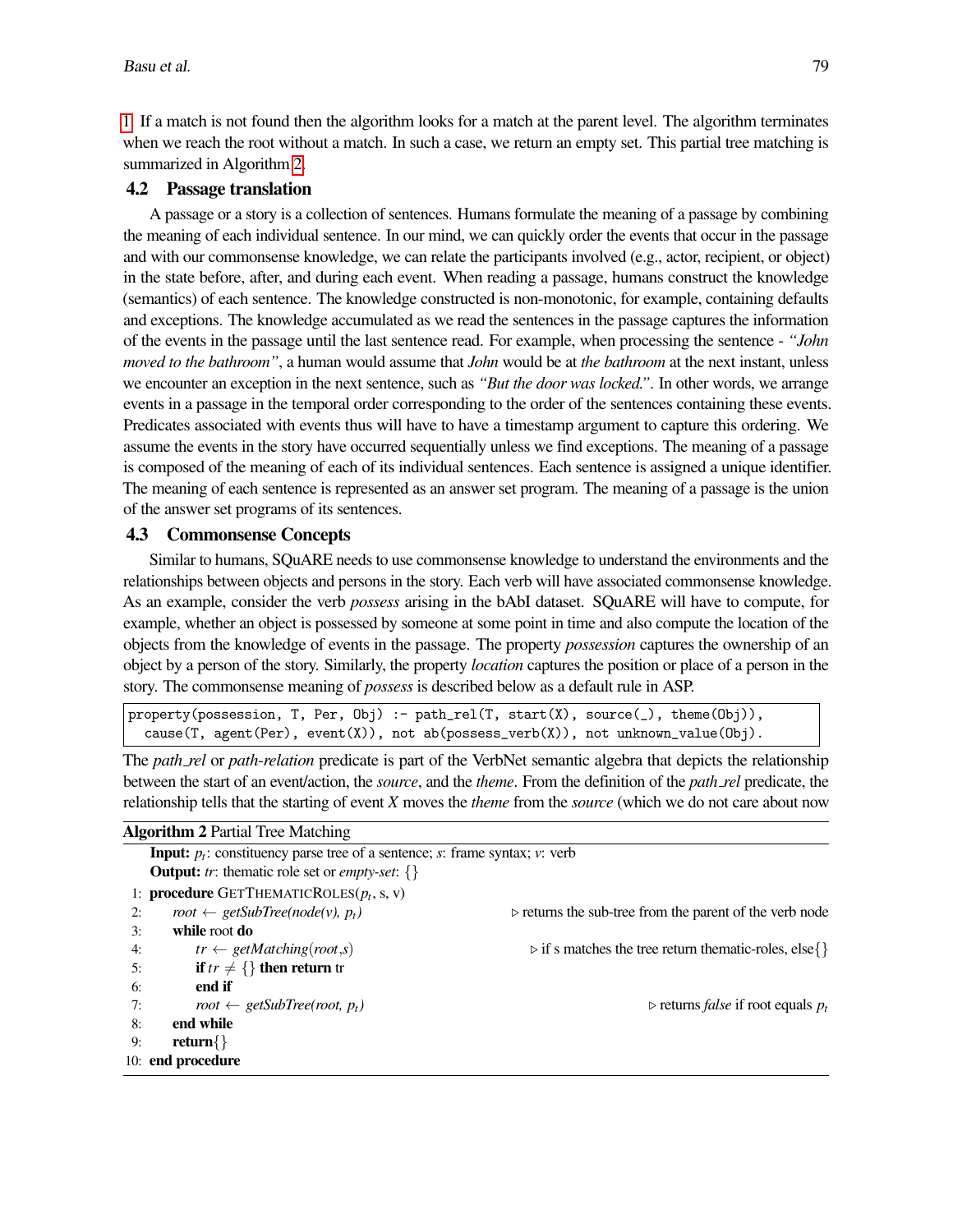1. If a match is not found then the algorithm looks for a match at the parent level. The algorithm terminates when we reach the root without a match. In such a case, we return an empty set. This partial tree matching is summarized in Algorithm 2.

### 4.2 Passage translation

A passage or a story is a collection of sentences. Humans formulate the meaning of a passage by combining the meaning of each individual sentence. In our mind, we can quickly order the events that occur in the passage and with our commonsense knowledge, we can relate the participants involved (e.g., actor, recipient, or object) in the state before, after, and during each event. When reading a passage, humans construct the knowledge (semantics) of each sentence. The knowledge constructed is non-monotonic, for example, containing defaults and exceptions. The knowledge accumulated as we read the sentences in the passage captures the information of the events in the passage until the last sentence read. For example, when processing the sentence - *"John moved to the bathroom"*, a human would assume that *John* would be at *the bathroom* at the next instant, unless we encounter an exception in the next sentence, such as *"But the door was locked."*. In other words, we arrange events in a passage in the temporal order corresponding to the order of the sentences containing these events. Predicates associated with events thus will have to have a timestamp argument to capture this ordering. We assume the events in the story have occurred sequentially unless we find exceptions. The meaning of a passage is composed of the meaning of each of its individual sentences. Each sentence is assigned a unique identifier. The meaning of each sentence is represented as an answer set program. The meaning of a passage is the union of the answer set programs of its sentences.

### 4.3 Commonsense Concepts

Similar to humans, SQuARE needs to use commonsense knowledge to understand the environments and the relationships between objects and persons in the story. Each verb will have associated commonsense knowledge. As an example, consider the verb *possess* arising in the bAbI dataset. SQuARE will have to compute, for example, whether an object is possessed by someone at some point in time and also compute the location of the objects from the knowledge of events in the passage. The property *possession* captures the ownership of an object by a person of the story. Similarly, the property *location* captures the position or place of a person in the story. The commonsense meaning of *possess* is described below as a default rule in ASP.

```
property(possession, T, Per, Obj) :- path_rel(T, start(X), source(_), theme(Obj)),
  cause(T, agent(Per), event(X)), not ab(possess_verb(X)), not unknown_value(Obj).
```

The *path_rel* or *path-relation* predicate is part of the VerbNet semantic algebra that depicts the relationship between the start of an event/action, the *source*, and the *theme*. From the definition of the *path_rel* predicate, the relationship tells that the starting of event *X* moves the *theme* from the *source* (which we do not care about now

**Algorithm 2** Partial Tree Matching

**Input:** $p_t$: constituency parse tree of a sentence; *s*: frame syntax; *v*: verb
**Output:** *tr*: thematic role set or *empty-set*: {}

```
1: procedure GETTHEMATICROLES(p_t, s, v)
2:     root ← getSubTree(node(v), p_t)          ▷ returns the sub-tree from the parent of the verb node
3:     while root do
4:         tr ← getMatching(root, s)              ▷ if s matches the tree return thematic-roles, else{}
5:         if tr ≠ {} then return tr
6:         end if
7:         root ← getSubTree(root, p_t)           ▷ returns false if root equals p_t
8:     end while
9:     return{}
10: end procedure
```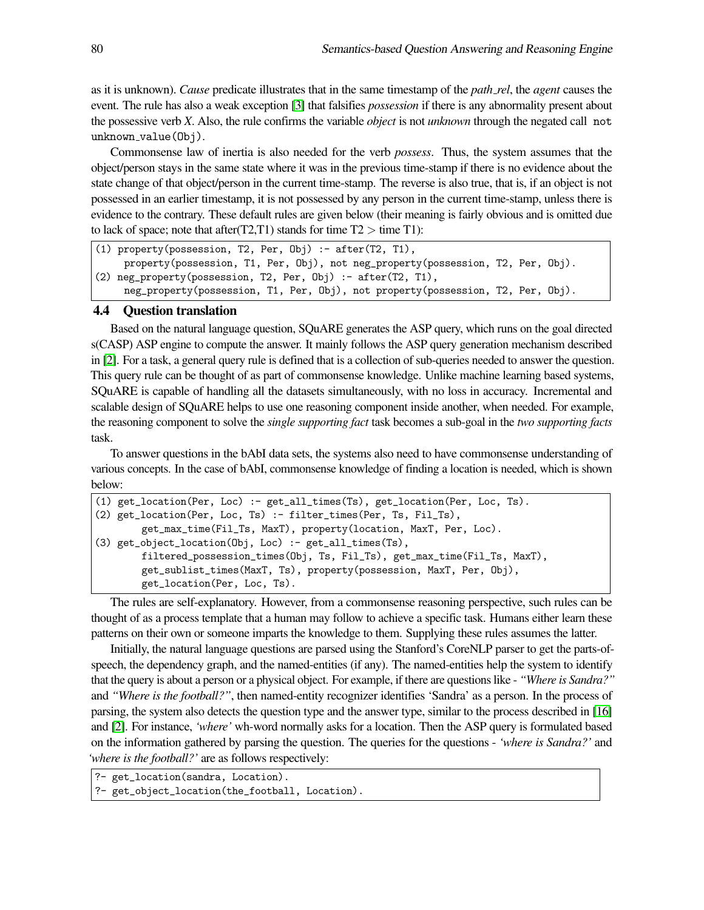as it is unknown). *Cause* predicate illustrates that in the same timestamp of the *path_rel*, the *agent* causes the event. The rule has also a weak exception [3] that falsifies *possession* if there is any abnormality present about the possessive verb *X*. Also, the rule confirms the variable *object* is not *unknown* through the negated call `not unknown_value(Obj)`.

Commonsense law of inertia is also needed for the verb *possess*. Thus, the system assumes that the object/person stays in the same state where it was in the previous time-stamp if there is no evidence about the state change of that object/person in the current time-stamp. The reverse is also true, that is, if an object is not possessed in an earlier timestamp, it is not possessed by any person in the current time-stamp, unless there is evidence to the contrary. These default rules are given below (their meaning is fairly obvious and is omitted due to lack of space; note that after(T2,T1) stands for time T2 > time T1):

```
(1) property(possession, T2, Per, Obj) :- after(T2, T1),
     property(possession, T1, Per, Obj), not neg_property(possession, T2, Per, Obj).
(2) neg_property(possession, T2, Per, Obj) :- after(T2, T1),
     neg_property(possession, T1, Per, Obj), not property(possession, T2, Per, Obj).
```

### 4.4 Question translation

Based on the natural language question, SQuARE generates the ASP query, which runs on the goal directed s(CASP) ASP engine to compute the answer. It mainly follows the ASP query generation mechanism described in [2]. For a task, a general query rule is defined that is a collection of sub-queries needed to answer the question. This query rule can be thought of as part of commonsense knowledge. Unlike machine learning based systems, SQuARE is capable of handling all the datasets simultaneously, with no loss in accuracy. Incremental and scalable design of SQuARE helps to use one reasoning component inside another, when needed. For example, the reasoning component to solve the *single supporting fact* task becomes a sub-goal in the *two supporting facts* task.

To answer questions in the bAbI data sets, the systems also need to have commonsense understanding of various concepts. In the case of bAbI, commonsense knowledge of finding a location is needed, which is shown below:

```
(1) get_location(Per, Loc) :- get_all_times(Ts), get_location(Per, Loc, Ts).
(2) get_location(Per, Loc, Ts) :- filter_times(Per, Ts, Fil_Ts),
        get_max_time(Fil_Ts, MaxT), property(location, MaxT, Per, Loc).
(3) get_object_location(Obj, Loc) :- get_all_times(Ts),
        filtered_possession_times(Obj, Ts, Fil_Ts), get_max_time(Fil_Ts, MaxT),
        get_sublist_times(MaxT, Ts), property(possession, MaxT, Per, Obj),
        get_location(Per, Loc, Ts).
```

The rules are self-explanatory. However, from a commonsense reasoning perspective, such rules can be thought of as a process template that a human may follow to achieve a specific task. Humans either learn these patterns on their own or someone imparts the knowledge to them. Supplying these rules assumes the latter.

Initially, the natural language questions are parsed using the Stanford's CoreNLP parser to get the parts-of-speech, the dependency graph, and the named-entities (if any). The named-entities help the system to identify that the query is about a person or a physical object. For example, if there are questions like - *"Where is Sandra?"* and *"Where is the football?"*, then named-entity recognizer identifies 'Sandra' as a person. In the process of parsing, the system also detects the question type and the answer type, similar to the process described in [16] and [2]. For instance, *'where'* wh-word normally asks for a location. Then the ASP query is formulated based on the information gathered by parsing the question. The queries for the questions - *'where is Sandra?'* and *'where is the football?'* are as follows respectively:

```
?- get_location(sandra, Location).
?- get_object_location(the_football, Location).
```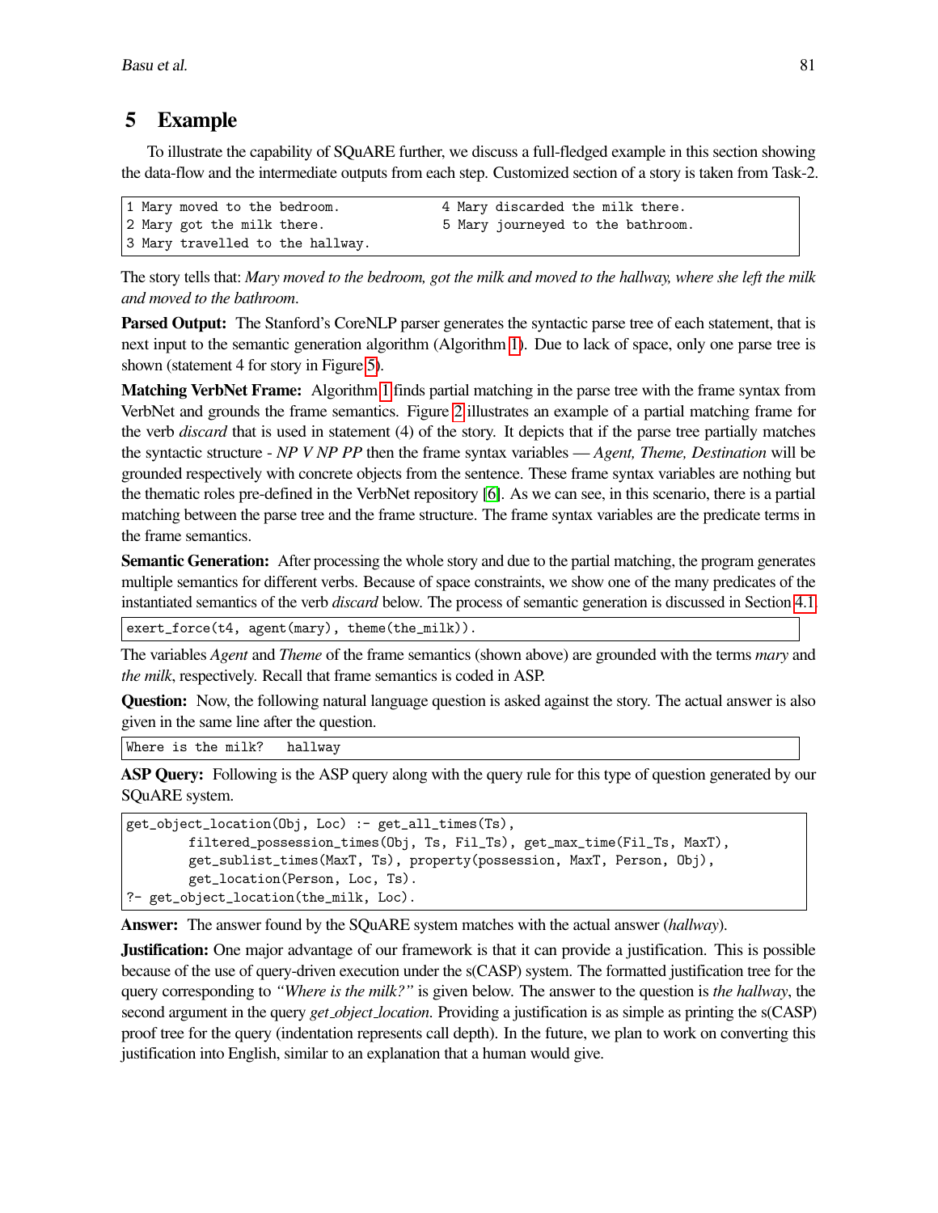## 5 Example

To illustrate the capability of SQuARE further, we discuss a full-fledged example in this section showing the data-flow and the intermediate outputs from each step. Customized section of a story is taken from Task-2.

```
1 Mary moved to the bedroom.
2 Mary got the milk there.
3 Mary travelled to the hallway.
4 Mary discarded the milk there.
5 Mary journeyed to the bathroom.
```

The story tells that: *Mary moved to the bedroom, got the milk and moved to the hallway, where she left the milk and moved to the bathroom*.

**Parsed Output:** The Stanford's CoreNLP parser generates the syntactic parse tree of each statement, that is next input to the semantic generation algorithm (Algorithm 1). Due to lack of space, only one parse tree is shown (statement 4 for story in Figure 5).

**Matching VerbNet Frame:** Algorithm 1 finds partial matching in the parse tree with the frame syntax from VerbNet and grounds the frame semantics. Figure 2 illustrates an example of a partial matching frame for the verb *discard* that is used in statement (4) of the story. It depicts that if the parse tree partially matches the syntactic structure - *NP V NP PP* then the frame syntax variables — *Agent, Theme, Destination* will be grounded respectively with concrete objects from the sentence. These frame syntax variables are nothing but the thematic roles pre-defined in the VerbNet repository [6]. As we can see, in this scenario, there is a partial matching between the parse tree and the frame structure. The frame syntax variables are the predicate terms in the frame semantics.

**Semantic Generation:** After processing the whole story and due to the partial matching, the program generates multiple semantics for different verbs. Because of space constraints, we show one of the many predicates of the instantiated semantics of the verb *discard* below. The process of semantic generation is discussed in Section 4.1.

```
exert_force(t4, agent(mary), theme(the_milk)).
```

The variables *Agent* and *Theme* of the frame semantics (shown above) are grounded with the terms *mary* and *the milk*, respectively. Recall that frame semantics is coded in ASP.

**Question:** Now, the following natural language question is asked against the story. The actual answer is also given in the same line after the question.

```
Where is the milk?   hallway
```

**ASP Query:** Following is the ASP query along with the query rule for this type of question generated by our SQuARE system.

```
get_object_location(Obj, Loc) :- get_all_times(Ts),
        filtered_possession_times(Obj, Ts, Fil_Ts), get_max_time(Fil_Ts, MaxT),
        get_sublist_times(MaxT, Ts), property(possession, MaxT, Person, Obj),
        get_location(Person, Loc, Ts).
?- get_object_location(the_milk, Loc).
```

**Answer:** The answer found by the SQuARE system matches with the actual answer (*hallway*).

**Justification:** One major advantage of our framework is that it can provide a justification. This is possible because of the use of query-driven execution under the s(CASP) system. The formatted justification tree for the query corresponding to *"Where is the milk?"* is given below. The answer to the question is *the hallway*, the second argument in the query *get_object_location*. Providing a justification is as simple as printing the s(CASP) proof tree for the query (indentation represents call depth). In the future, we plan to work on converting this justification into English, similar to an explanation that a human would give.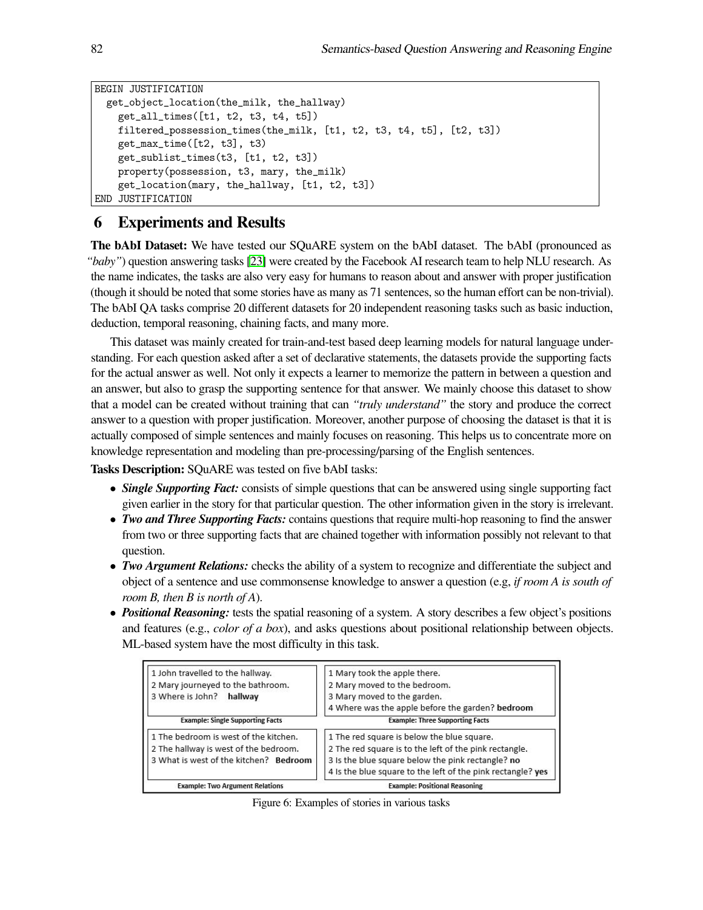```
BEGIN JUSTIFICATION
  get_object_location(the_milk, the_hallway)
    get_all_times([t1, t2, t3, t4, t5])
    filtered_possession_times(the_milk, [t1, t2, t3, t4, t5], [t2, t3])
    get_max_time([t2, t3], t3)
    get_sublist_times(t3, [t1, t2, t3])
    property(possession, t3, mary, the_milk)
    get_location(mary, the_hallway, [t1, t2, t3])
END JUSTIFICATION
```

## 6 Experiments and Results

**The bAbI Dataset:** We have tested our SQuARE system on the bAbI dataset. The bAbI (pronounced as *"baby"*) question answering tasks [23] were created by the Facebook AI research team to help NLU research. As the name indicates, the tasks are also very easy for humans to reason about and answer with proper justification (though it should be noted that some stories have as many as 71 sentences, so the human effort can be non-trivial). The bAbI QA tasks comprise 20 different datasets for 20 independent reasoning tasks such as basic induction, deduction, temporal reasoning, chaining facts, and many more.

This dataset was mainly created for train-and-test based deep learning models for natural language understanding. For each question asked after a set of declarative statements, the datasets provide the supporting facts for the actual answer as well. Not only it expects a learner to memorize the pattern in between a question and an answer, but also to grasp the supporting sentence for that answer. We mainly choose this dataset to show that a model can be created without training that can *"truly understand"* the story and produce the correct answer to a question with proper justification. Moreover, another purpose of choosing the dataset is that it is actually composed of simple sentences and mainly focuses on reasoning. This helps us to concentrate more on knowledge representation and modeling than pre-processing/parsing of the English sentences.

**Tasks Description:** SQuARE was tested on five bAbI tasks:

- ***Single Supporting Fact:*** consists of simple questions that can be answered using single supporting fact given earlier in the story for that particular question. The other information given in the story is irrelevant.
- ***Two and Three Supporting Facts:*** contains questions that require multi-hop reasoning to find the answer from two or three supporting facts that are chained together with information possibly not relevant to that question.
- ***Two Argument Relations:*** checks the ability of a system to recognize and differentiate the subject and object of a sentence and use commonsense knowledge to answer a question (e.g, *if room A is south of room B, then B is north of A*).
- ***Positional Reasoning:*** tests the spatial reasoning of a system. A story describes a few object's positions and features (e.g., *color of a box*), and asks questions about positional relationship between objects. ML-based system have the most difficulty in this task.

| | |
|---|---|
| 1 John travelled to the hallway.<br>2 Mary journeyed to the bathroom.<br>3 Where is John? **hallway** | 1 Mary took the apple there.<br>2 Mary moved to the bedroom.<br>3 Mary moved to the garden.<br>4 Where was the apple before the garden? **bedroom** |
| **Example: Single Supporting Facts** | **Example: Three Supporting Facts** |
| 1 The bedroom is west of the kitchen.<br>2 The hallway is west of the bedroom.<br>3 What is west of the kitchen? **Bedroom** | 1 The red square is below the blue square.<br>2 The red square is to the left of the pink rectangle.<br>3 Is the blue square below the pink rectangle? **no**<br>4 Is the blue square to the left of the pink rectangle? **yes** |
| **Example: Two Argument Relations** | **Example: Positional Reasoning** |

Figure 6: Examples of stories in various tasks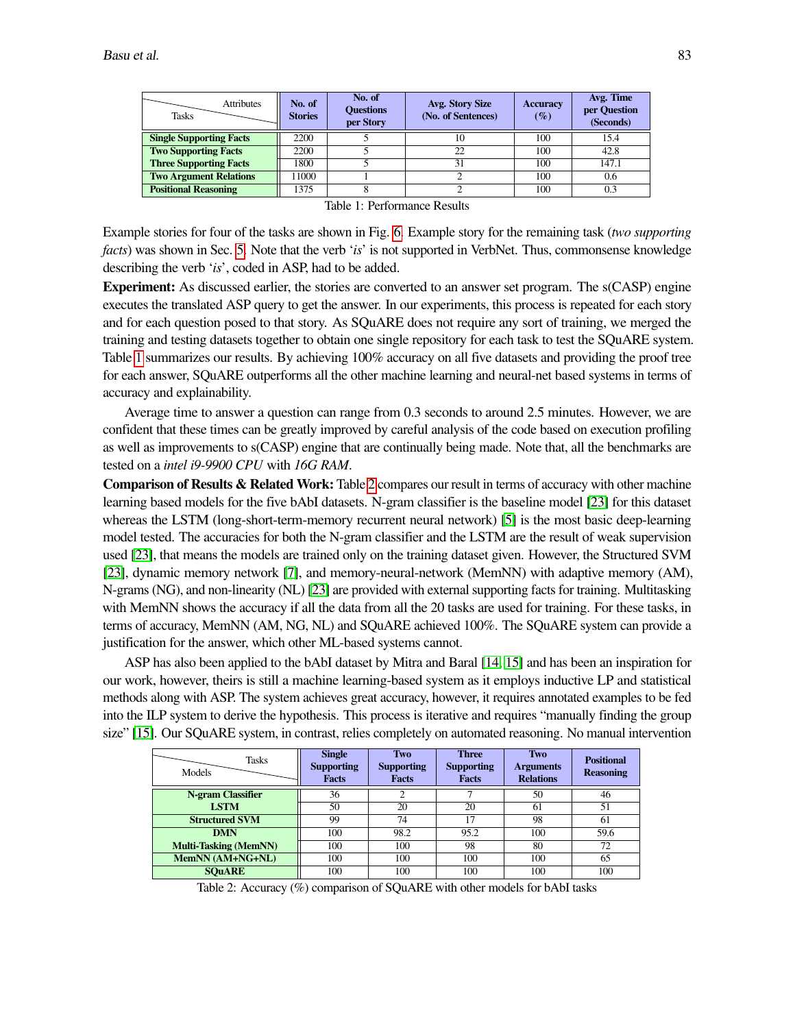| Tasks \ Attributes | No. of Stories | No. of Questions per Story | Avg. Story Size (No. of Sentences) | Accuracy (%) | Avg. Time per Question (Seconds) |
|---|---|---|---|---|---|
| **Single Supporting Facts** | 2200 | 5 | 10 | 100 | 15.4 |
| **Two Supporting Facts** | 2200 | 5 | 22 | 100 | 42.8 |
| **Three Supporting Facts** | 1800 | 5 | 31 | 100 | 147.1 |
| **Two Argument Relations** | 11000 | 1 | 2 | 100 | 0.6 |
| **Positional Reasoning** | 1375 | 8 | 2 | 100 | 0.3 |

Table 1: Performance Results

Example stories for four of the tasks are shown in Fig. 6. Example story for the remaining task (*two supporting facts*) was shown in Sec. 5. Note that the verb '*is*' is not supported in VerbNet. Thus, commonsense knowledge describing the verb '*is*', coded in ASP, had to be added.

**Experiment:** As discussed earlier, the stories are converted to an answer set program. The s(CASP) engine executes the translated ASP query to get the answer. In our experiments, this process is repeated for each story and for each question posed to that story. As SQuARE does not require any sort of training, we merged the training and testing datasets together to obtain one single repository for each task to test the SQuARE system. Table 1 summarizes our results. By achieving 100% accuracy on all five datasets and providing the proof tree for each answer, SQuARE outperforms all the other machine learning and neural-net based systems in terms of accuracy and explainability.

Average time to answer a question can range from 0.3 seconds to around 2.5 minutes. However, we are confident that these times can be greatly improved by careful analysis of the code based on execution profiling as well as improvements to s(CASP) engine that are continually being made. Note that, all the benchmarks are tested on a *intel i9-9900 CPU* with *16G RAM*.

**Comparison of Results & Related Work:** Table 2 compares our result in terms of accuracy with other machine learning based models for the five bAbI datasets. N-gram classifier is the baseline model [23] for this dataset whereas the LSTM (long-short-term-memory recurrent neural network) [5] is the most basic deep-learning model tested. The accuracies for both the N-gram classifier and the LSTM are the result of weak supervision used [23], that means the models are trained only on the training dataset given. However, the Structured SVM [23], dynamic memory network [7], and memory-neural-network (MemNN) with adaptive memory (AM), N-grams (NG), and non-linearity (NL) [23] are provided with external supporting facts for training. Multitasking with MemNN shows the accuracy if all the data from all the 20 tasks are used for training. For these tasks, in terms of accuracy, MemNN (AM, NG, NL) and SQuARE achieved 100%. The SQuARE system can provide a justification for the answer, which other ML-based systems cannot.

ASP has also been applied to the bAbI dataset by Mitra and Baral [14, 15] and has been an inspiration for our work, however, theirs is still a machine learning-based system as it employs inductive LP and statistical methods along with ASP. The system achieves great accuracy, however, it requires annotated examples to be fed into the ILP system to derive the hypothesis. This process is iterative and requires "manually finding the group size" [15]. Our SQuARE system, in contrast, relies completely on automated reasoning. No manual intervention

| Models \ Tasks | Single Supporting Facts | Two Supporting Facts | Three Supporting Facts | Two Arguments Relations | Positional Reasoning |
|---|---|---|---|---|---|
| **N-gram Classifier** | 36 | 2 | 7 | 50 | 46 |
| **LSTM** | 50 | 20 | 20 | 61 | 51 |
| **Structured SVM** | 99 | 74 | 17 | 98 | 61 |
| **DMN** | 100 | 98.2 | 95.2 | 100 | 59.6 |
| **Multi-Tasking (MemNN)** | 100 | 100 | 98 | 80 | 72 |
| **MemNN (AM+NG+NL)** | 100 | 100 | 100 | 100 | 65 |
| **SQuARE** | 100 | 100 | 100 | 100 | 100 |

Table 2: Accuracy (%) comparison of SQuARE with other models for bAbI tasks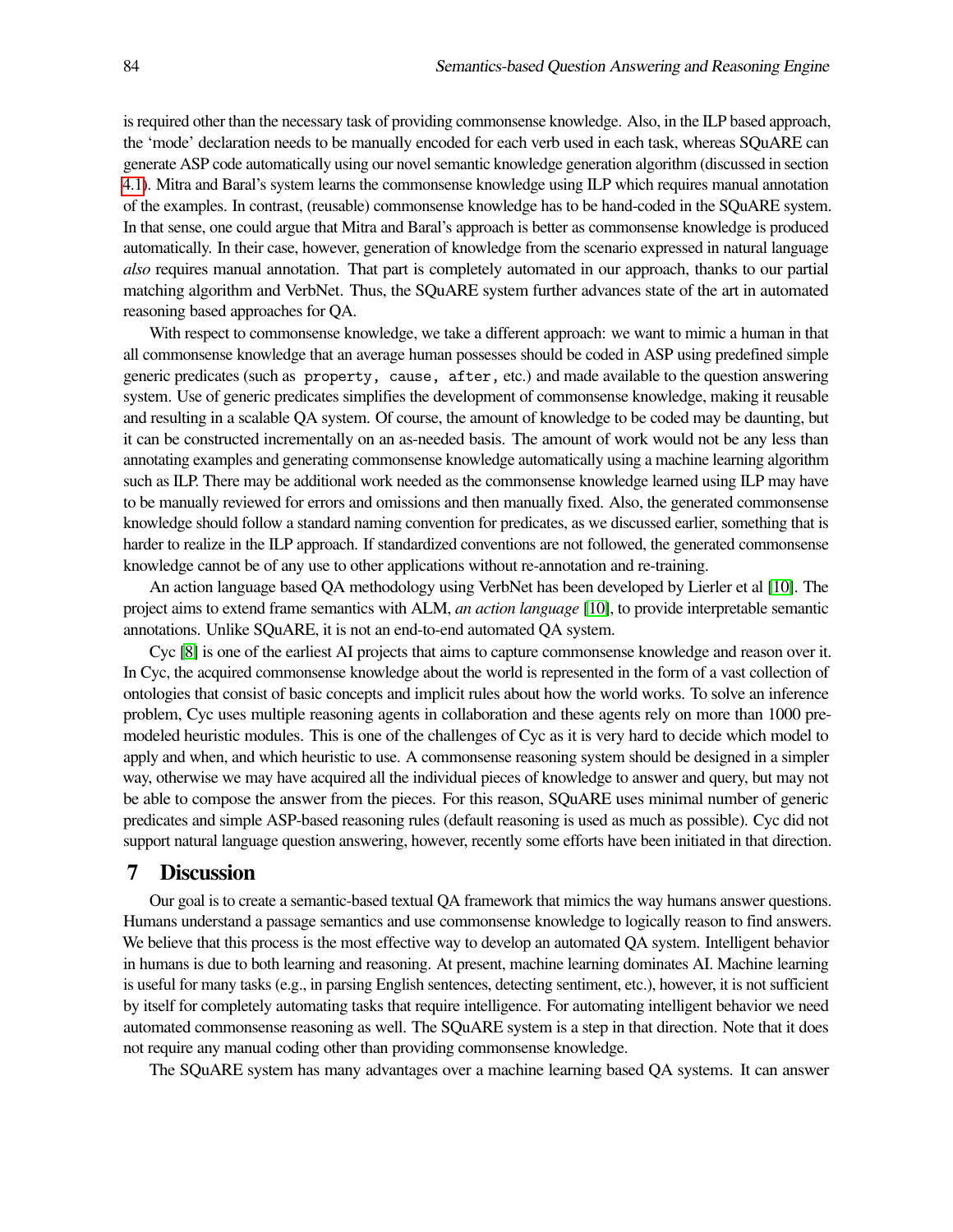is required other than the necessary task of providing commonsense knowledge. Also, in the ILP based approach, the 'mode' declaration needs to be manually encoded for each verb used in each task, whereas SQuARE can generate ASP code automatically using our novel semantic knowledge generation algorithm (discussed in section 4.1). Mitra and Baral's system learns the commonsense knowledge using ILP which requires manual annotation of the examples. In contrast, (reusable) commonsense knowledge has to be hand-coded in the SQuARE system. In that sense, one could argue that Mitra and Baral's approach is better as commonsense knowledge is produced automatically. In their case, however, generation of knowledge from the scenario expressed in natural language *also* requires manual annotation. That part is completely automated in our approach, thanks to our partial matching algorithm and VerbNet. Thus, the SQuARE system further advances state of the art in automated reasoning based approaches for QA.

With respect to commonsense knowledge, we take a different approach: we want to mimic a human in that all commonsense knowledge that an average human possesses should be coded in ASP using predefined simple generic predicates (such as `property`, `cause`, `after`, etc.) and made available to the question answering system. Use of generic predicates simplifies the development of commonsense knowledge, making it reusable and resulting in a scalable QA system. Of course, the amount of knowledge to be coded may be daunting, but it can be constructed incrementally on an as-needed basis. The amount of work would not be any less than annotating examples and generating commonsense knowledge automatically using a machine learning algorithm such as ILP. There may be additional work needed as the commonsense knowledge learned using ILP may have to be manually reviewed for errors and omissions and then manually fixed. Also, the generated commonsense knowledge should follow a standard naming convention for predicates, as we discussed earlier, something that is harder to realize in the ILP approach. If standardized conventions are not followed, the generated commonsense knowledge cannot be of any use to other applications without re-annotation and re-training.

An action language based QA methodology using VerbNet has been developed by Lierler et al [10]. The project aims to extend frame semantics with ALM, *an action language* [10], to provide interpretable semantic annotations. Unlike SQuARE, it is not an end-to-end automated QA system.

Cyc [8] is one of the earliest AI projects that aims to capture commonsense knowledge and reason over it. In Cyc, the acquired commonsense knowledge about the world is represented in the form of a vast collection of ontologies that consist of basic concepts and implicit rules about how the world works. To solve an inference problem, Cyc uses multiple reasoning agents in collaboration and these agents rely on more than 1000 pre-modeled heuristic modules. This is one of the challenges of Cyc as it is very hard to decide which model to apply and when, and which heuristic to use. A commonsense reasoning system should be designed in a simpler way, otherwise we may have acquired all the individual pieces of knowledge to answer and query, but may not be able to compose the answer from the pieces. For this reason, SQuARE uses minimal number of generic predicates and simple ASP-based reasoning rules (default reasoning is used as much as possible). Cyc did not support natural language question answering, however, recently some efforts have been initiated in that direction.

## 7 Discussion

Our goal is to create a semantic-based textual QA framework that mimics the way humans answer questions. Humans understand a passage semantics and use commonsense knowledge to logically reason to find answers. We believe that this process is the most effective way to develop an automated QA system. Intelligent behavior in humans is due to both learning and reasoning. At present, machine learning dominates AI. Machine learning is useful for many tasks (e.g., in parsing English sentences, detecting sentiment, etc.), however, it is not sufficient by itself for completely automating tasks that require intelligence. For automating intelligent behavior we need automated commonsense reasoning as well. The SQuARE system is a step in that direction. Note that it does not require any manual coding other than providing commonsense knowledge.

The SQuARE system has many advantages over a machine learning based QA systems. It can answer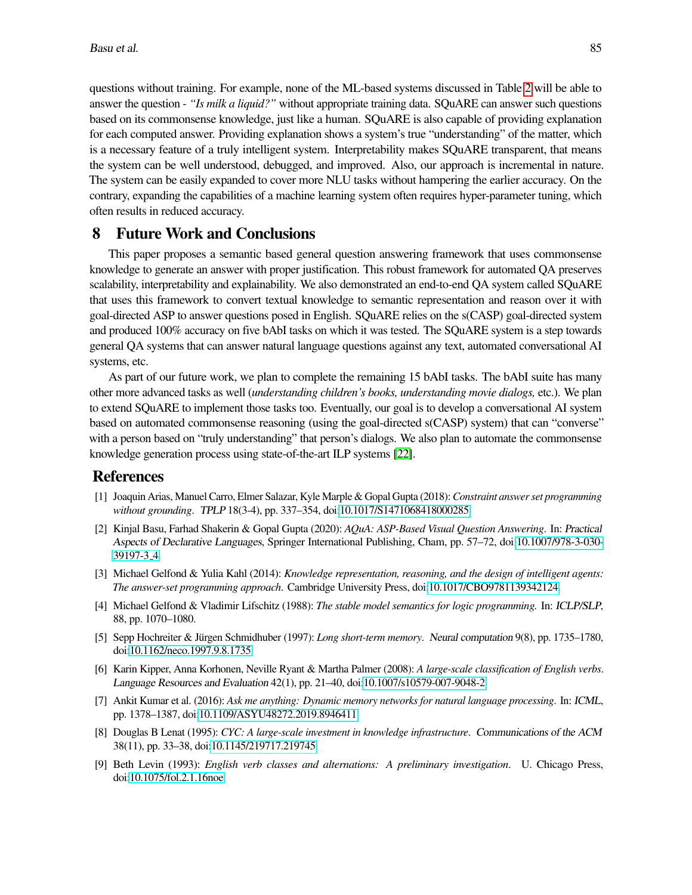questions without training. For example, none of the ML-based systems discussed in Table 2 will be able to answer the question - *"Is milk a liquid?"* without appropriate training data. SQuARE can answer such questions based on its commonsense knowledge, just like a human. SQuARE is also capable of providing explanation for each computed answer. Providing explanation shows a system's true "understanding" of the matter, which is a necessary feature of a truly intelligent system. Interpretability makes SQuARE transparent, that means the system can be well understood, debugged, and improved. Also, our approach is incremental in nature. The system can be easily expanded to cover more NLU tasks without hampering the earlier accuracy. On the contrary, expanding the capabilities of a machine learning system often requires hyper-parameter tuning, which often results in reduced accuracy.

## 8 Future Work and Conclusions

This paper proposes a semantic based general question answering framework that uses commonsense knowledge to generate an answer with proper justification. This robust framework for automated QA preserves scalability, interpretability and explainability. We also demonstrated an end-to-end QA system called SQuARE that uses this framework to convert textual knowledge to semantic representation and reason over it with goal-directed ASP to answer questions posed in English. SQuARE relies on the s(CASP) goal-directed system and produced 100% accuracy on five bAbI tasks on which it was tested. The SQuARE system is a step towards general QA systems that can answer natural language questions against any text, automated conversational AI systems, etc.

As part of our future work, we plan to complete the remaining 15 bAbI tasks. The bAbI suite has many other more advanced tasks as well (*understanding children's books, understanding movie dialogs,* etc.). We plan to extend SQuARE to implement those tasks too. Eventually, our goal is to develop a conversational AI system based on automated commonsense reasoning (using the goal-directed s(CASP) system) that can "converse" with a person based on "truly understanding" that person's dialogs. We also plan to automate the commonsense knowledge generation process using state-of-the-art ILP systems [22].

## References

[1] Joaquin Arias, Manuel Carro, Elmer Salazar, Kyle Marple & Gopal Gupta (2018): *Constraint answer set programming without grounding*. TPLP 18(3-4), pp. 337–354, doi:10.1017/S1471068418000285.

[2] Kinjal Basu, Farhad Shakerin & Gopal Gupta (2020): *AQuA: ASP-Based Visual Question Answering*. In: Practical Aspects of Declarative Languages, Springer International Publishing, Cham, pp. 57–72, doi:10.1007/978-3-030-39197-3_4.

[3] Michael Gelfond & Yulia Kahl (2014): *Knowledge representation, reasoning, and the design of intelligent agents: The answer-set programming approach*. Cambridge University Press, doi:10.1017/CBO9781139342124.

[4] Michael Gelfond & Vladimir Lifschitz (1988): *The stable model semantics for logic programming*. In: ICLP/SLP, 88, pp. 1070–1080.

[5] Sepp Hochreiter & Jürgen Schmidhuber (1997): *Long short-term memory*. Neural computation 9(8), pp. 1735–1780, doi:10.1162/neco.1997.9.8.1735.

[6] Karin Kipper, Anna Korhonen, Neville Ryant & Martha Palmer (2008): *A large-scale classification of English verbs*. Language Resources and Evaluation 42(1), pp. 21–40, doi:10.1007/s10579-007-9048-2.

[7] Ankit Kumar et al. (2016): *Ask me anything: Dynamic memory networks for natural language processing*. In: ICML, pp. 1378–1387, doi:10.1109/ASYU48272.2019.8946411.

[8] Douglas B Lenat (1995): *CYC: A large-scale investment in knowledge infrastructure*. Communications of the ACM 38(11), pp. 33–38, doi:10.1145/219717.219745.

[9] Beth Levin (1993): *English verb classes and alternations: A preliminary investigation*. U. Chicago Press, doi:10.1075/fol.2.1.16noe.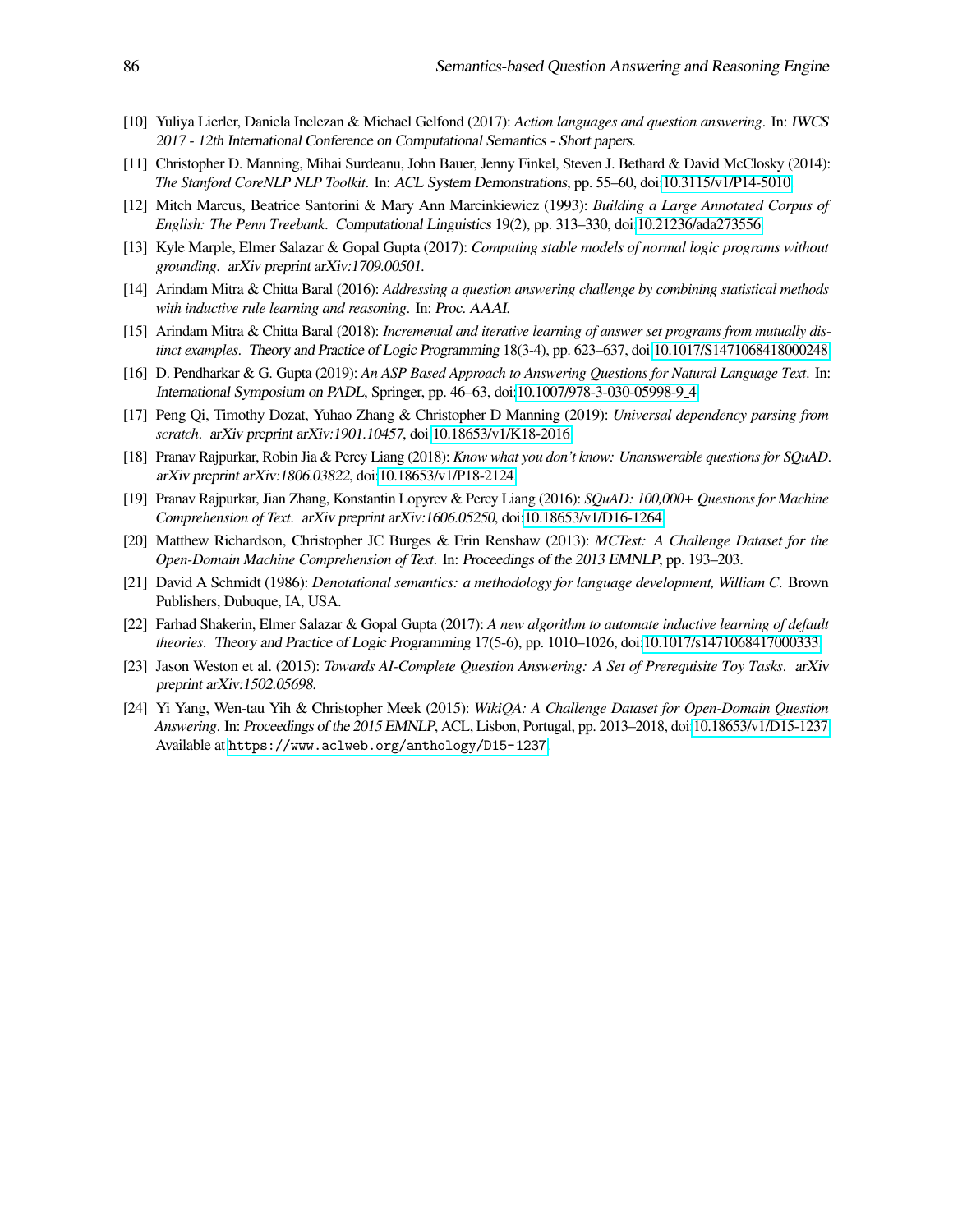[10] Yuliya Lierler, Daniela Inclezan & Michael Gelfond (2017): *Action languages and question answering*. In: *IWCS 2017 - 12th International Conference on Computational Semantics - Short papers*.

[11] Christopher D. Manning, Mihai Surdeanu, John Bauer, Jenny Finkel, Steven J. Bethard & David McClosky (2014): *The Stanford CoreNLP NLP Toolkit*. In: *ACL System Demonstrations*, pp. 55–60, doi:10.3115/v1/P14-5010.

[12] Mitch Marcus, Beatrice Santorini & Mary Ann Marcinkiewicz (1993): *Building a Large Annotated Corpus of English: The Penn Treebank*. *Computational Linguistics* 19(2), pp. 313–330, doi:10.21236/ada273556.

[13] Kyle Marple, Elmer Salazar & Gopal Gupta (2017): *Computing stable models of normal logic programs without grounding*. *arXiv preprint arXiv:1709.00501*.

[14] Arindam Mitra & Chitta Baral (2016): *Addressing a question answering challenge by combining statistical methods with inductive rule learning and reasoning*. In: *Proc. AAAI*.

[15] Arindam Mitra & Chitta Baral (2018): *Incremental and iterative learning of answer set programs from mutually distinct examples*. *Theory and Practice of Logic Programming* 18(3-4), pp. 623–637, doi:10.1017/S1471068418000248.

[16] D. Pendharkar & G. Gupta (2019): *An ASP Based Approach to Answering Questions for Natural Language Text*. In: *International Symposium on PADL*, Springer, pp. 46–63, doi:10.1007/978-3-030-05998-9_4.

[17] Peng Qi, Timothy Dozat, Yuhao Zhang & Christopher D Manning (2019): *Universal dependency parsing from scratch*. *arXiv preprint arXiv:1901.10457*, doi:10.18653/v1/K18-2016.

[18] Pranav Rajpurkar, Robin Jia & Percy Liang (2018): *Know what you don't know: Unanswerable questions for SQuAD*. *arXiv preprint arXiv:1806.03822*, doi:10.18653/v1/P18-2124.

[19] Pranav Rajpurkar, Jian Zhang, Konstantin Lopyrev & Percy Liang (2016): *SQuAD: 100,000+ Questions for Machine Comprehension of Text*. *arXiv preprint arXiv:1606.05250*, doi:10.18653/v1/D16-1264.

[20] Matthew Richardson, Christopher JC Burges & Erin Renshaw (2013): *MCTest: A Challenge Dataset for the Open-Domain Machine Comprehension of Text*. In: *Proceedings of the 2013 EMNLP*, pp. 193–203.

[21] David A Schmidt (1986): *Denotational semantics: a methodology for language development, William C.* Brown Publishers, Dubuque, IA, USA.

[22] Farhad Shakerin, Elmer Salazar & Gopal Gupta (2017): *A new algorithm to automate inductive learning of default theories*. *Theory and Practice of Logic Programming* 17(5-6), pp. 1010–1026, doi:10.1017/s1471068417000333.

[23] Jason Weston et al. (2015): *Towards AI-Complete Question Answering: A Set of Prerequisite Toy Tasks*. *arXiv preprint arXiv:1502.05698*.

[24] Yi Yang, Wen-tau Yih & Christopher Meek (2015): *WikiQA: A Challenge Dataset for Open-Domain Question Answering*. In: *Proceedings of the 2015 EMNLP*, ACL, Lisbon, Portugal, pp. 2013–2018, doi:10.18653/v1/D15-1237. Available at `https://www.aclweb.org/anthology/D15-1237`.